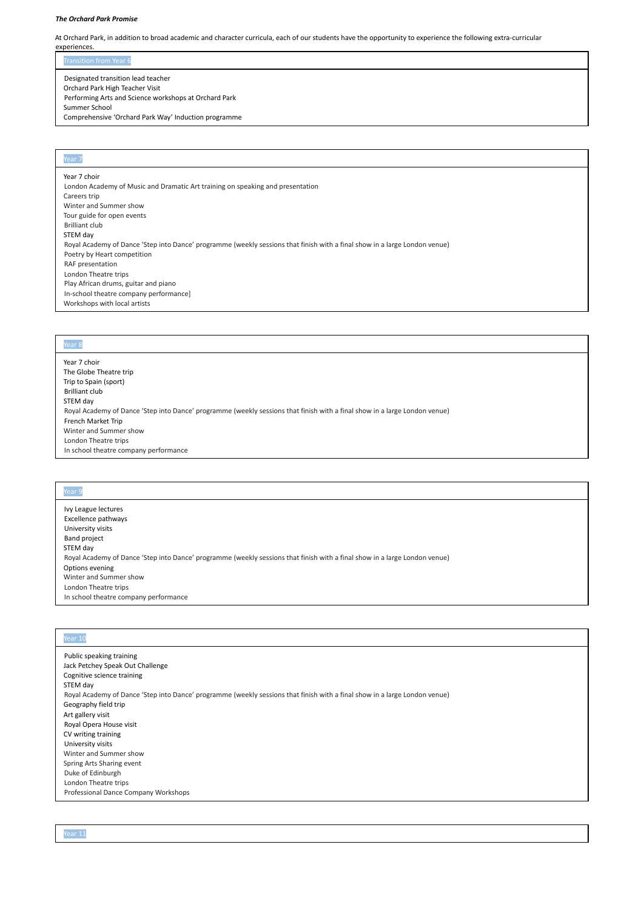***The Orchard Park Promise***

At Orchard Park, in addition to broad academic and character curricula, each of our students have the opportunity to experience the following extra-curricular experiences.

## Transition from Year 6

Designated transition lead teacher
Orchard Park High Teacher Visit
Performing Arts and Science workshops at Orchard Park
Summer School
Comprehensive 'Orchard Park Way' Induction programme

## Year 7

Year 7 choir
London Academy of Music and Dramatic Art training on speaking and presentation
Careers trip
Winter and Summer show
Tour guide for open events
Brilliant club
STEM day
Royal Academy of Dance 'Step into Dance' programme (weekly sessions that finish with a final show in a large London venue)
Poetry by Heart competition
RAF presentation
London Theatre trips
Play African drums, guitar and piano
In-school theatre company performance]
Workshops with local artists

## Year 8

Year 7 choir
The Globe Theatre trip
Trip to Spain (sport)
Brilliant club
STEM day
Royal Academy of Dance 'Step into Dance' programme (weekly sessions that finish with a final show in a large London venue)
French Market Trip
Winter and Summer show
London Theatre trips
In school theatre company performance

## Year 9

Ivy League lectures
Excellence pathways
University visits
Band project
STEM day
Royal Academy of Dance 'Step into Dance' programme (weekly sessions that finish with a final show in a large London venue)
Options evening
Winter and Summer show
London Theatre trips
In school theatre company performance

## Year 10

Public speaking training
Jack Petchey Speak Out Challenge
Cognitive science training
STEM day
Royal Academy of Dance 'Step into Dance' programme (weekly sessions that finish with a final show in a large London venue)
Geography field trip
Art gallery visit
Royal Opera House visit
CV writing training
University visits
Winter and Summer show
Spring Arts Sharing event
Duke of Edinburgh
London Theatre trips
Professional Dance Company Workshops

## Year 11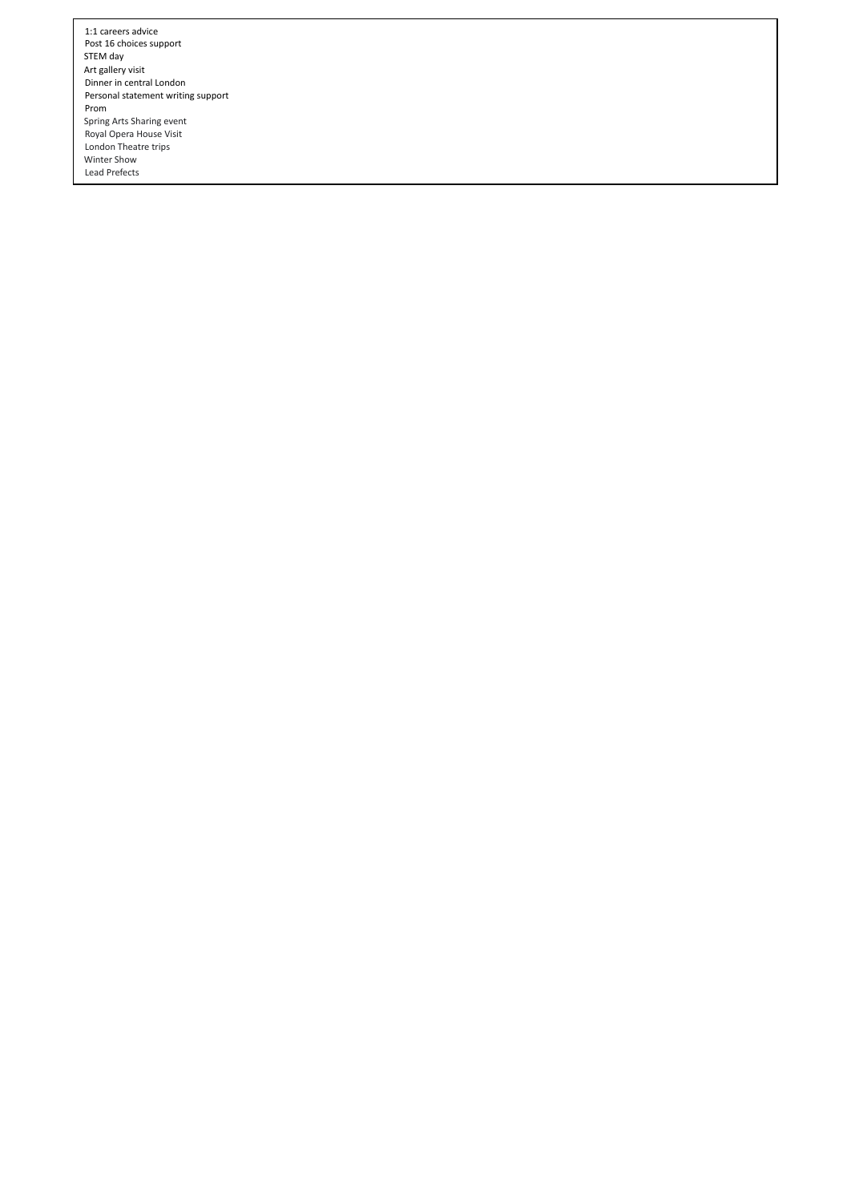1:1 careers advice
Post 16 choices support
STEM day
Art gallery visit
Dinner in central London
Personal statement writing support
Prom
Spring Arts Sharing event
Royal Opera House Visit
London Theatre trips
Winter Show
Lead Prefects